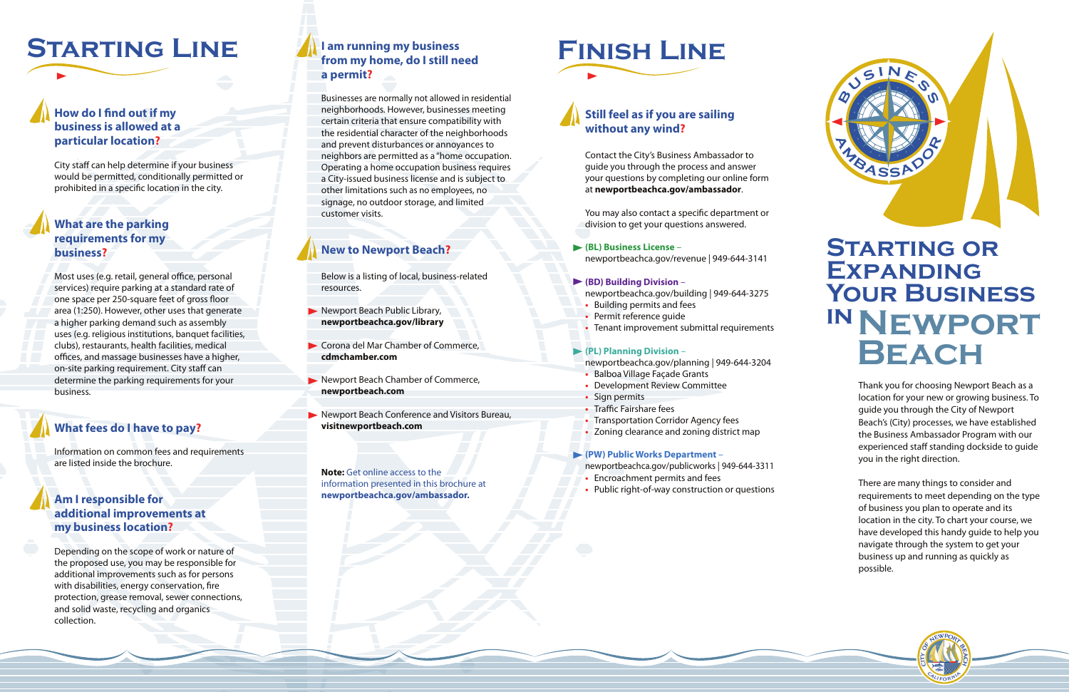# Starting Line

### How do I find out if my business is allowed at a particular location?

City staff can help determine if your business would be permitted, conditionally permitted or prohibited in a specific location in the city.

### What are the parking requirements for my business?

Most uses (e.g. retail, general office, personal services) require parking at a standard rate of one space per 250-square feet of gross floor area (1:250). However, other uses that generate a higher parking demand such as assembly uses (e.g. religious institutions, banquet facilities, clubs), restaurants, health facilities, medical offices, and massage businesses have a higher, on-site parking requirement. City staff can determine the parking requirements for your business.

### What fees do I have to pay?

Information on common fees and requirements are listed inside the brochure.

### Am I responsible for additional improvements at my business location?

Depending on the scope of work or nature of the proposed use, you may be responsible for additional improvements such as for persons with disabilities, energy conservation, fire protection, grease removal, sewer connections, and solid waste, recycling and organics collection.

### I am running my business from my home, do I still need a permit?

Businesses are normally not allowed in residential neighborhoods. However, businesses meeting certain criteria that ensure compatibility with the residential character of the neighborhoods and prevent disturbances or annoyances to neighbors are permitted as a "home occupation. Operating a home occupation business requires a City-issued business license and is subject to other limitations such as no employees, no signage, no outdoor storage, and limited customer visits.

### New to Newport Beach?

Below is a listing of local, business-related resources.

- Newport Beach Public Library, **newportbeachca.gov/library**
- Corona del Mar Chamber of Commerce, **cdmchamber.com**
- Newport Beach Chamber of Commerce, **newportbeach.com**
- Newport Beach Conference and Visitors Bureau, **visitnewportbeach.com**

**Note:** Get online access to the information presented in this brochure at **newportbeachca.gov/ambassador.**

# Finish Line

### Still feel as if you are sailing without any wind?

Contact the City's Business Ambassador to guide you through the process and answer your questions by completing our online form at **newportbeachca.gov/ambassador**.

You may also contact a specific department or division to get your questions answered.

- **(BL) Business License** – newportbeachca.gov/revenue | 949-644-3141
- **(BD) Building Division** – newportbeachca.gov/building | 949-644-3275
  - Building permits and fees
  - Permit reference guide
  - Tenant improvement submittal requirements
- **(PL) Planning Division** – newportbeachca.gov/planning | 949-644-3204
  - Balboa Village Façade Grants
  - Development Review Committee
  - Sign permits
  - Traffic Fairshare fees
  - Transportation Corridor Agency fees
  - Zoning clearance and zoning district map
- **(PW) Public Works Department** – newportbeachca.gov/publicworks | 949-644-3311
  - Encroachment permits and fees
  - Public right-of-way construction or questions

Business Ambassador

# Starting or Expanding Your Business in Newport Beach

Thank you for choosing Newport Beach as a location for your new or growing business. To guide you through the City of Newport Beach's (City) processes, we have established the Business Ambassador Program with our experienced staff standing dockside to guide you in the right direction.

There are many things to consider and requirements to meet depending on the type of business you plan to operate and its location in the city. To chart your course, we have developed this handy guide to help you navigate through the system to get your business up and running as quickly as possible.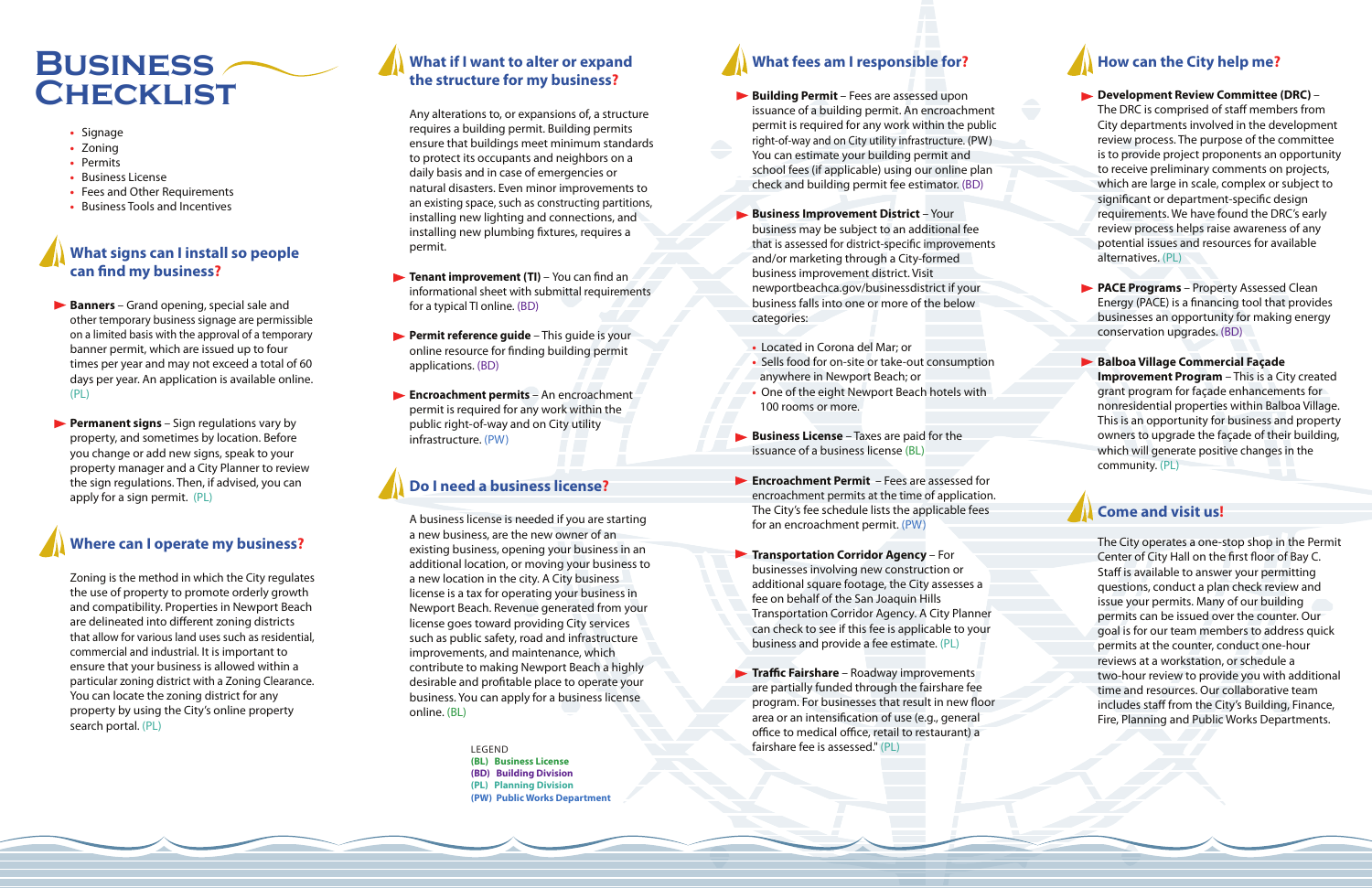# Business Checklist

- Signage
- Zoning
- Permits
- Business License
- Fees and Other Requirements
- Business Tools and Incentives

## What signs can I install so people can find my business?

- **Banners** – Grand opening, special sale and other temporary business signage are permissible on a limited basis with the approval of a temporary banner permit, which are issued up to four times per year and may not exceed a total of 60 days per year. An application is available online. (PL)
- **Permanent signs** – Sign regulations vary by property, and sometimes by location. Before you change or add new signs, speak to your property manager and a City Planner to review the sign regulations. Then, if advised, you can apply for a sign permit. (PL)

## Where can I operate my business?

Zoning is the method in which the City regulates the use of property to promote orderly growth and compatibility. Properties in Newport Beach are delineated into different zoning districts that allow for various land uses such as residential, commercial and industrial. It is important to ensure that your business is allowed within a particular zoning district with a Zoning Clearance. You can locate the zoning district for any property by using the City's online property search portal. (PL)

## What if I want to alter or expand the structure for my business?

Any alterations to, or expansions of, a structure requires a building permit. Building permits ensure that buildings meet minimum standards to protect its occupants and neighbors on a daily basis and in case of emergencies or natural disasters. Even minor improvements to an existing space, such as constructing partitions, installing new lighting and connections, and installing new plumbing fixtures, requires a permit.

- **Tenant improvement (TI)** – You can find an informational sheet with submittal requirements for a typical TI online. (BD)
- **Permit reference guide** – This guide is your online resource for finding building permit applications. (BD)
- **Encroachment permits** – An encroachment permit is required for any work within the public right-of-way and on City utility infrastructure. (PW)

## Do I need a business license?

A business license is needed if you are starting a new business, are the new owner of an existing business, opening your business in an additional location, or moving your business to a new location in the city. A City business license is a tax for operating your business in Newport Beach. Revenue generated from your license goes toward providing City services such as public safety, road and infrastructure improvements, and maintenance, which contribute to making Newport Beach a highly desirable and profitable place to operate your business. You can apply for a business license online. (BL)

LEGEND
**(BL) Business License**
**(BD) Building Division**
**(PL) Planning Division**
**(PW) Public Works Department**

## What fees am I responsible for?

- **Building Permit** – Fees are assessed upon issuance of a building permit. An encroachment permit is required for any work within the public right-of-way and on City utility infrastructure. (PW) You can estimate your building permit and school fees (if applicable) using our online plan check and building permit fee estimator. (BD)
- **Business Improvement District** – Your business may be subject to an additional fee that is assessed for district-specific improvements and/or marketing through a City-formed business improvement district. Visit newportbeachca.gov/businessdistrict if your business falls into one or more of the below categories:
  - Located in Corona del Mar; or
  - Sells food for on-site or take-out consumption anywhere in Newport Beach; or
  - One of the eight Newport Beach hotels with 100 rooms or more.
- **Business License** – Taxes are paid for the issuance of a business license (BL)
- **Encroachment Permit** – Fees are assessed for encroachment permits at the time of application. The City's fee schedule lists the applicable fees for an encroachment permit. (PW)
- **Transportation Corridor Agency** – For businesses involving new construction or additional square footage, the City assesses a fee on behalf of the San Joaquin Hills Transportation Corridor Agency. A City Planner can check to see if this fee is applicable to your business and provide a fee estimate. (PL)
- **Traffic Fairshare** – Roadway improvements are partially funded through the fairshare fee program. For businesses that result in new floor area or an intensification of use (e.g., general office to medical office, retail to restaurant) a fairshare fee is assessed." (PL)

## How can the City help me?

- **Development Review Committee (DRC)** – The DRC is comprised of staff members from City departments involved in the development review process. The purpose of the committee is to provide project proponents an opportunity to receive preliminary comments on projects, which are large in scale, complex or subject to significant or department-specific design requirements. We have found the DRC's early review process helps raise awareness of any potential issues and resources for available alternatives. (PL)
- **PACE Programs** – Property Assessed Clean Energy (PACE) is a financing tool that provides businesses an opportunity for making energy conservation upgrades. (BD)
- **Balboa Village Commercial Façade Improvement Program** – This is a City created grant program for façade enhancements for nonresidential properties within Balboa Village. This is an opportunity for business and property owners to upgrade the façade of their building, which will generate positive changes in the community. (PL)

## Come and visit us!

The City operates a one-stop shop in the Permit Center of City Hall on the first floor of Bay C. Staff is available to answer your permitting questions, conduct a plan check review and issue your permits. Many of our building permits can be issued over the counter. Our goal is for our team members to address quick permits at the counter, conduct one-hour reviews at a workstation, or schedule a two-hour review to provide you with additional time and resources. Our collaborative team includes staff from the City's Building, Finance, Fire, Planning and Public Works Departments.